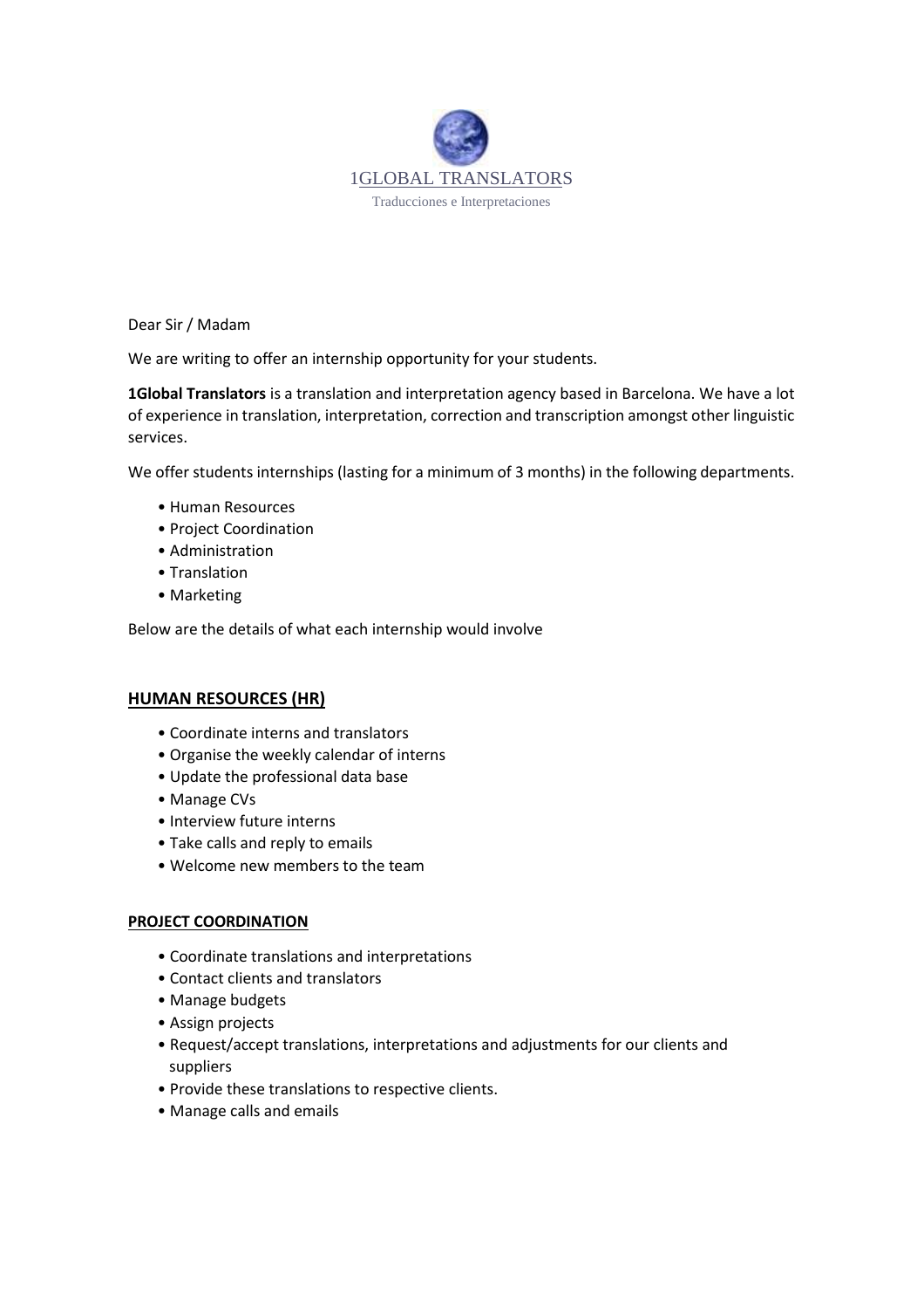1GLOBAL TRANSLATORS

Traducciones e Interpretaciones

Dear Sir / Madam

We are writing to offer an internship opportunity for your students.

**1Global Translators** is a translation and interpretation agency based in Barcelona. We have a lot of experience in translation, interpretation, correction and transcription amongst other linguistic services.

We offer students internships (lasting for a minimum of 3 months) in the following departments.

- Human Resources
- Project Coordination
- Administration
- Translation
- Marketing

Below are the details of what each internship would involve

## HUMAN RESOURCES (HR)

- Coordinate interns and translators
- Organise the weekly calendar of interns
- Update the professional data base
- Manage CVs
- Interview future interns
- Take calls and reply to emails
- Welcome new members to the team

### PROJECT COORDINATION

- Coordinate translations and interpretations
- Contact clients and translators
- Manage budgets
- Assign projects
- Request/accept translations, interpretations and adjustments for our clients and suppliers
- Provide these translations to respective clients.
- Manage calls and emails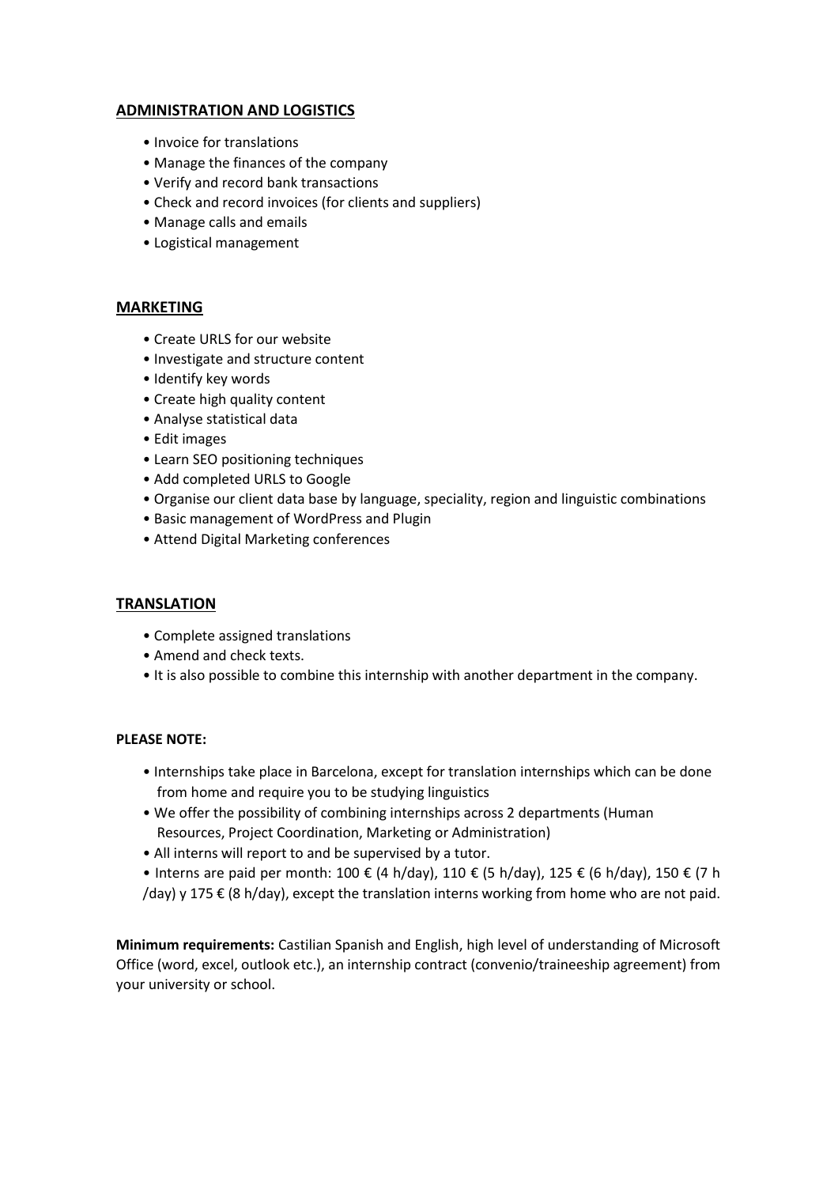## ADMINISTRATION AND LOGISTICS

- Invoice for translations
- Manage the finances of the company
- Verify and record bank transactions
- Check and record invoices (for clients and suppliers)
- Manage calls and emails
- Logistical management

## MARKETING

- Create URLS for our website
- Investigate and structure content
- Identify key words
- Create high quality content
- Analyse statistical data
- Edit images
- Learn SEO positioning techniques
- Add completed URLS to Google
- Organise our client data base by language, speciality, region and linguistic combinations
- Basic management of WordPress and Plugin
- Attend Digital Marketing conferences

## TRANSLATION

- Complete assigned translations
- Amend and check texts.
- It is also possible to combine this internship with another department in the company.

**PLEASE NOTE:**

- Internships take place in Barcelona, except for translation internships which can be done from home and require you to be studying linguistics
- We offer the possibility of combining internships across 2 departments (Human Resources, Project Coordination, Marketing or Administration)
- All interns will report to and be supervised by a tutor.
- Interns are paid per month: 100 € (4 h/day), 110 € (5 h/day), 125 € (6 h/day), 150 € (7 h /day) y 175 € (8 h/day), except the translation interns working from home who are not paid.

**Minimum requirements:** Castilian Spanish and English, high level of understanding of Microsoft Office (word, excel, outlook etc.), an internship contract (convenio/traineeship agreement) from your university or school.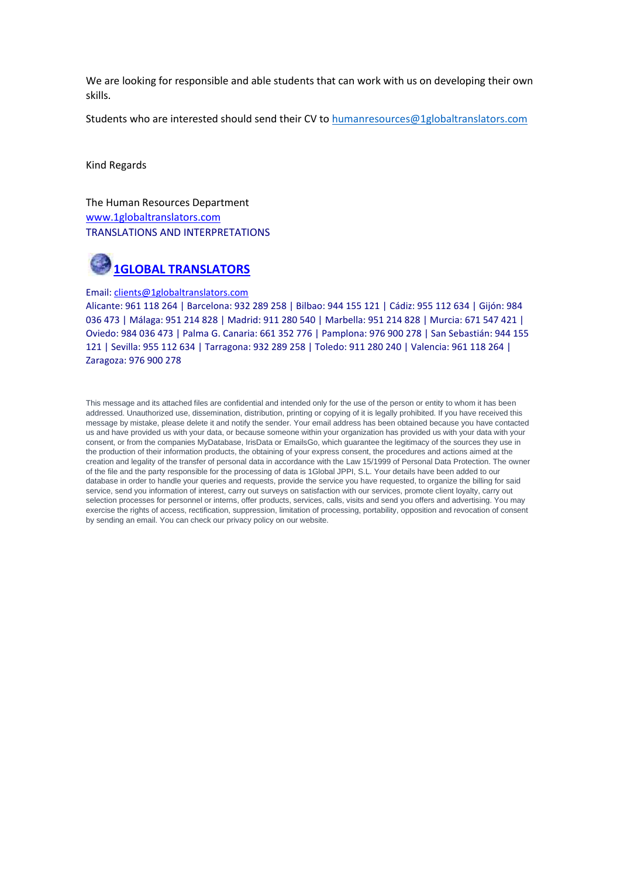We are looking for responsible and able students that can work with us on developing their own skills.

Students who are interested should send their CV to humanresources@1globaltranslators.com

Kind Regards

The Human Resources Department
www.1globaltranslators.com
TRANSLATIONS AND INTERPRETATIONS

**1GLOBAL TRANSLATORS**

Email: clients@1globaltranslators.com
Alicante: 961 118 264 | Barcelona: 932 289 258 | Bilbao: 944 155 121 | Cádiz: 955 112 634 | Gijón: 984 036 473 | Málaga: 951 214 828 | Madrid: 911 280 540 | Marbella: 951 214 828 | Murcia: 671 547 421 | Oviedo: 984 036 473 | Palma G. Canaria: 661 352 776 | Pamplona: 976 900 278 | San Sebastián: 944 155 121 | Sevilla: 955 112 634 | Tarragona: 932 289 258 | Toledo: 911 280 240 | Valencia: 961 118 264 | Zaragoza: 976 900 278

This message and its attached files are confidential and intended only for the use of the person or entity to whom it has been addressed. Unauthorized use, dissemination, distribution, printing or copying of it is legally prohibited. If you have received this message by mistake, please delete it and notify the sender. Your email address has been obtained because you have contacted us and have provided us with your data, or because someone within your organization has provided us with your data with your consent, or from the companies MyDatabase, IrisData or EmailsGo, which guarantee the legitimacy of the sources they use in the production of their information products, the obtaining of your express consent, the procedures and actions aimed at the creation and legality of the transfer of personal data in accordance with the Law 15/1999 of Personal Data Protection. The owner of the file and the party responsible for the processing of data is 1Global JPPI, S.L. Your details have been added to our database in order to handle your queries and requests, provide the service you have requested, to organize the billing for said service, send you information of interest, carry out surveys on satisfaction with our services, promote client loyalty, carry out selection processes for personnel or interns, offer products, services, calls, visits and send you offers and advertising. You may exercise the rights of access, rectification, suppression, limitation of processing, portability, opposition and revocation of consent by sending an email. You can check our privacy policy on our website.